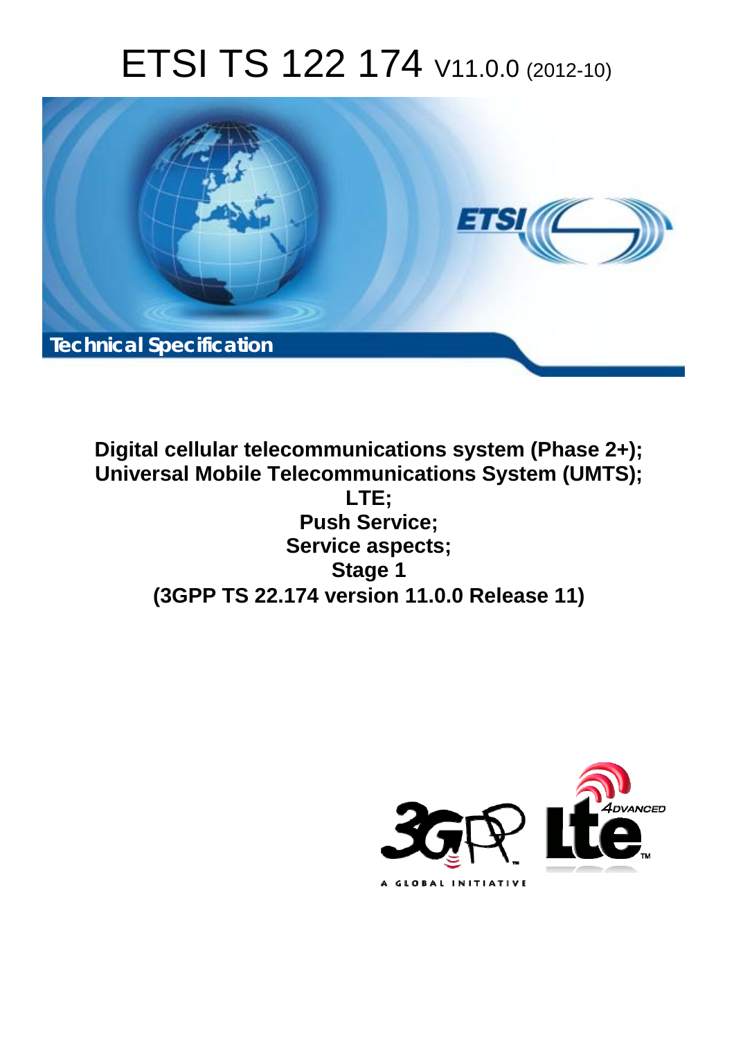# ETSI TS 122 174 V11.0.0 (2012-10)

Technical Specification

**Digital cellular telecommunications system (Phase 2+);
Universal Mobile Telecommunications System (UMTS);
LTE;
Push Service;
Service aspects;
Stage 1
(3GPP TS 22.174 version 11.0.0 Release 11)**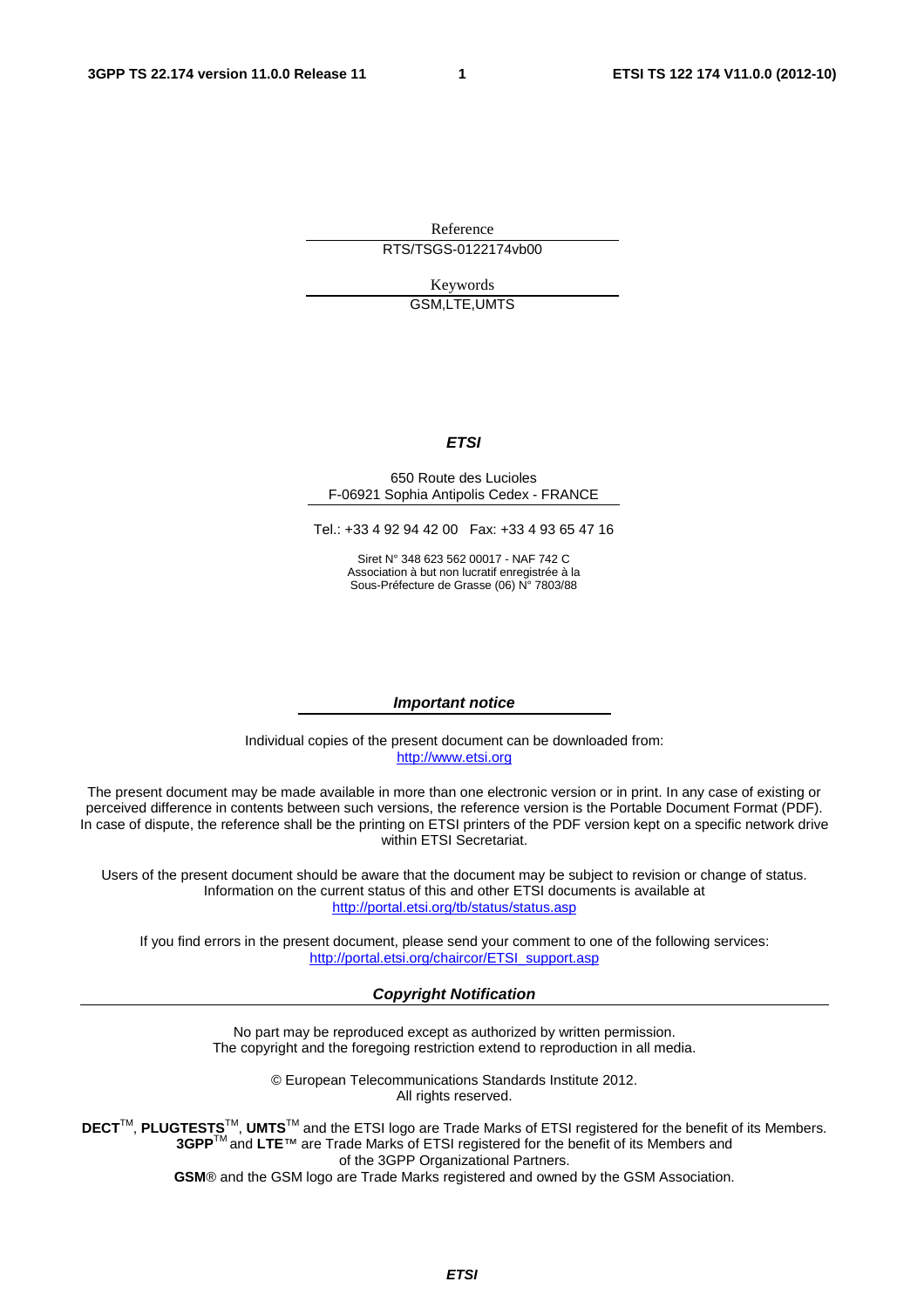Reference

RTS/TSGS-0122174vb00

Keywords

GSM,LTE,UMTS

***ETSI***

650 Route des Lucioles
F-06921 Sophia Antipolis Cedex - FRANCE

Tel.: +33 4 92 94 42 00 Fax: +33 4 93 65 47 16

Siret N° 348 623 562 00017 - NAF 742 C
Association à but non lucratif enregistrée à la
Sous-Préfecture de Grasse (06) N° 7803/88

***Important notice***

Individual copies of the present document can be downloaded from:
http://www.etsi.org

The present document may be made available in more than one electronic version or in print. In any case of existing or perceived difference in contents between such versions, the reference version is the Portable Document Format (PDF). In case of dispute, the reference shall be the printing on ETSI printers of the PDF version kept on a specific network drive within ETSI Secretariat.

Users of the present document should be aware that the document may be subject to revision or change of status. Information on the current status of this and other ETSI documents is available at
http://portal.etsi.org/tb/status/status.asp

If you find errors in the present document, please send your comment to one of the following services:
http://portal.etsi.org/chaircor/ETSI_support.asp

***Copyright Notification***

No part may be reproduced except as authorized by written permission.
The copyright and the foregoing restriction extend to reproduction in all media.

© European Telecommunications Standards Institute 2012.
All rights reserved.

**DECT**™, **PLUGTESTS**™, **UMTS**™ and the ETSI logo are Trade Marks of ETSI registered for the benefit of its Members.
**3GPP**™ and **LTE**™ are Trade Marks of ETSI registered for the benefit of its Members and
of the 3GPP Organizational Partners.
**GSM**® and the GSM logo are Trade Marks registered and owned by the GSM Association.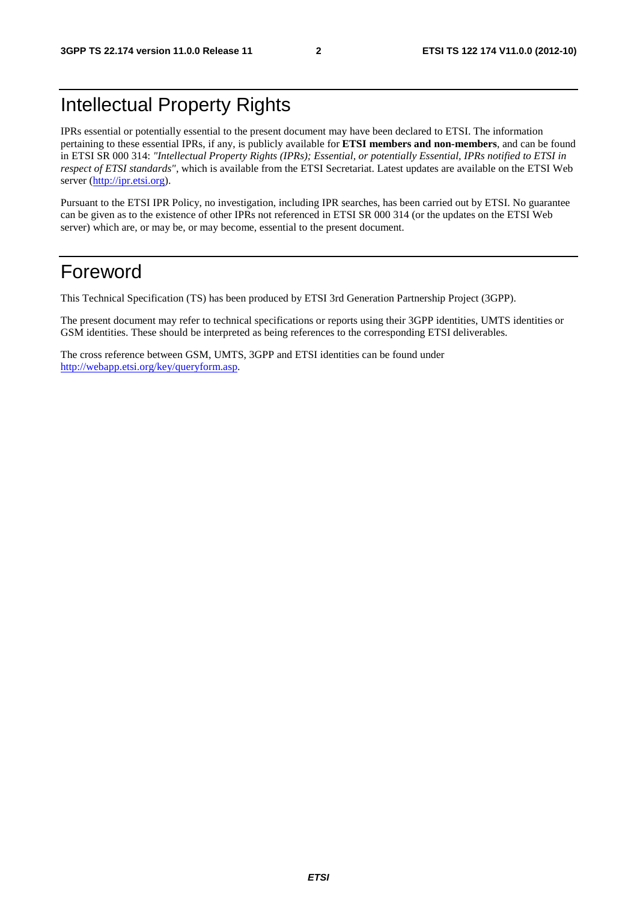# Intellectual Property Rights

IPRs essential or potentially essential to the present document may have been declared to ETSI. The information pertaining to these essential IPRs, if any, is publicly available for **ETSI members and non-members**, and can be found in ETSI SR 000 314: *"Intellectual Property Rights (IPRs); Essential, or potentially Essential, IPRs notified to ETSI in respect of ETSI standards"*, which is available from the ETSI Secretariat. Latest updates are available on the ETSI Web server (http://ipr.etsi.org).

Pursuant to the ETSI IPR Policy, no investigation, including IPR searches, has been carried out by ETSI. No guarantee can be given as to the existence of other IPRs not referenced in ETSI SR 000 314 (or the updates on the ETSI Web server) which are, or may be, or may become, essential to the present document.

# Foreword

This Technical Specification (TS) has been produced by ETSI 3rd Generation Partnership Project (3GPP).

The present document may refer to technical specifications or reports using their 3GPP identities, UMTS identities or GSM identities. These should be interpreted as being references to the corresponding ETSI deliverables.

The cross reference between GSM, UMTS, 3GPP and ETSI identities can be found under http://webapp.etsi.org/key/queryform.asp.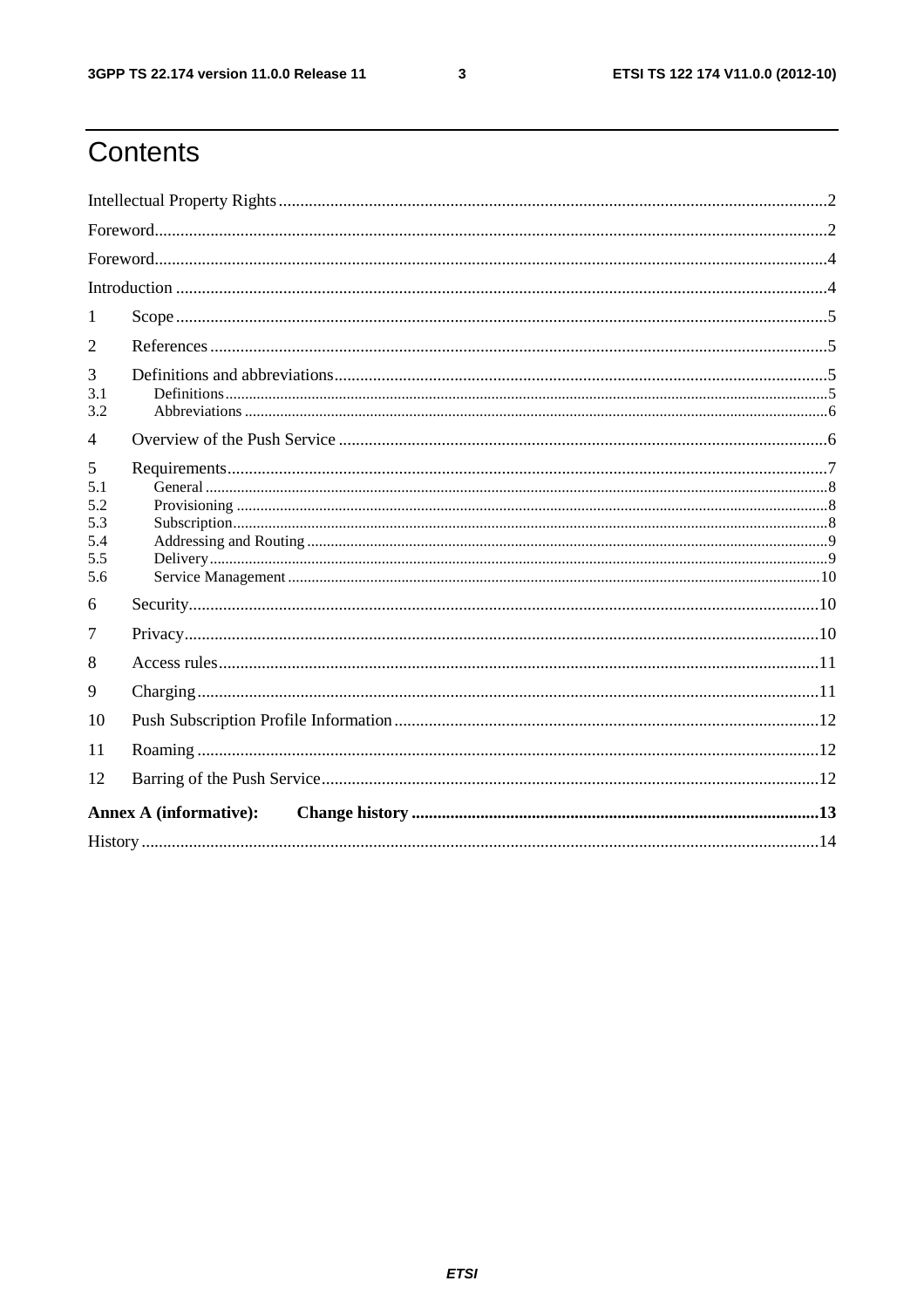# Contents

Intellectual Property Rights ... 2
Foreword ... 2
Foreword ... 4
Introduction ... 4
1 Scope ... 5
2 References ... 5
3 Definitions and abbreviations ... 5
3.1 Definitions ... 5
3.2 Abbreviations ... 6
4 Overview of the Push Service ... 6
5 Requirements ... 7
5.1 General ... 8
5.2 Provisioning ... 8
5.3 Subscription ... 8
5.4 Addressing and Routing ... 9
5.5 Delivery ... 9
5.6 Service Management ... 10
6 Security ... 10
7 Privacy ... 10
8 Access rules ... 11
9 Charging ... 11
10 Push Subscription Profile Information ... 12
11 Roaming ... 12
12 Barring of the Push Service ... 12
**Annex A (informative): Change history ... 13**
History ... 14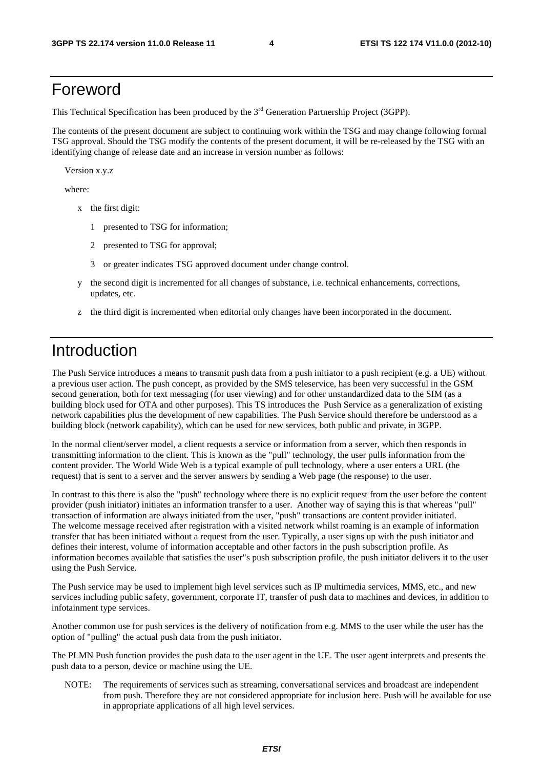# Foreword

This Technical Specification has been produced by the 3rd Generation Partnership Project (3GPP).

The contents of the present document are subject to continuing work within the TSG and may change following formal TSG approval. Should the TSG modify the contents of the present document, it will be re-released by the TSG with an identifying change of release date and an increase in version number as follows:

Version x.y.z

where:

- x the first digit:
  - 1 presented to TSG for information;
  - 2 presented to TSG for approval;
  - 3 or greater indicates TSG approved document under change control.
- y the second digit is incremented for all changes of substance, i.e. technical enhancements, corrections, updates, etc.
- z the third digit is incremented when editorial only changes have been incorporated in the document.

# Introduction

The Push Service introduces a means to transmit push data from a push initiator to a push recipient (e.g. a UE) without a previous user action. The push concept, as provided by the SMS teleservice, has been very successful in the GSM second generation, both for text messaging (for user viewing) and for other unstandardized data to the SIM (as a building block used for OTA and other purposes). This TS introduces the Push Service as a generalization of existing network capabilities plus the development of new capabilities. The Push Service should therefore be understood as a building block (network capability), which can be used for new services, both public and private, in 3GPP.

In the normal client/server model, a client requests a service or information from a server, which then responds in transmitting information to the client. This is known as the "pull" technology, the user pulls information from the content provider. The World Wide Web is a typical example of pull technology, where a user enters a URL (the request) that is sent to a server and the server answers by sending a Web page (the response) to the user.

In contrast to this there is also the "push" technology where there is no explicit request from the user before the content provider (push initiator) initiates an information transfer to a user. Another way of saying this is that whereas "pull" transaction of information are always initiated from the user, "push" transactions are content provider initiated. The welcome message received after registration with a visited network whilst roaming is an example of information transfer that has been initiated without a request from the user. Typically, a user signs up with the push initiator and defines their interest, volume of information acceptable and other factors in the push subscription profile. As information becomes available that satisfies the user"s push subscription profile, the push initiator delivers it to the user using the Push Service.

The Push service may be used to implement high level services such as IP multimedia services, MMS, etc., and new services including public safety, government, corporate IT, transfer of push data to machines and devices, in addition to infotainment type services.

Another common use for push services is the delivery of notification from e.g. MMS to the user while the user has the option of "pulling" the actual push data from the push initiator.

The PLMN Push function provides the push data to the user agent in the UE. The user agent interprets and presents the push data to a person, device or machine using the UE.

NOTE: The requirements of services such as streaming, conversational services and broadcast are independent from push. Therefore they are not considered appropriate for inclusion here. Push will be available for use in appropriate applications of all high level services.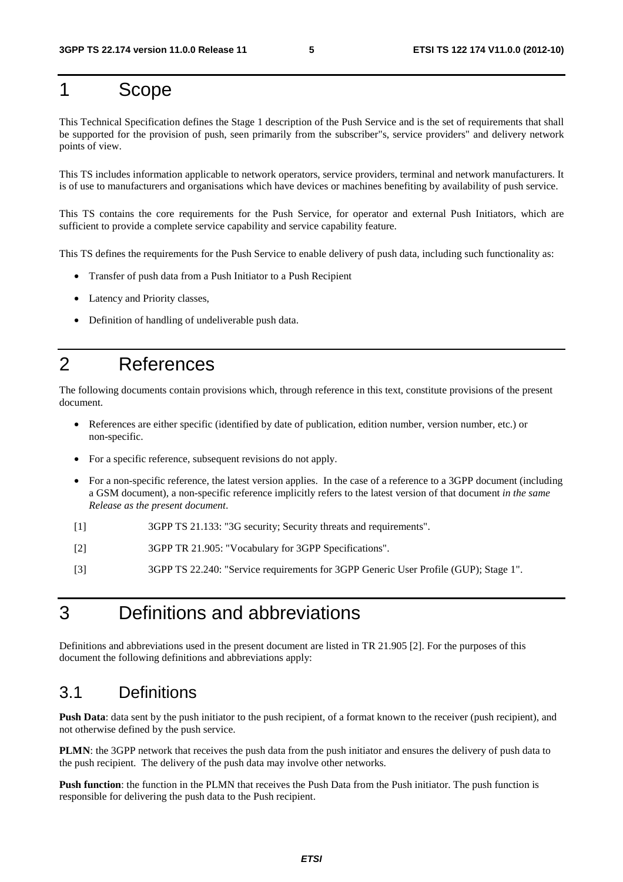# 1 Scope

This Technical Specification defines the Stage 1 description of the Push Service and is the set of requirements that shall be supported for the provision of push, seen primarily from the subscriber"s, service providers" and delivery network points of view.

This TS includes information applicable to network operators, service providers, terminal and network manufacturers. It is of use to manufacturers and organisations which have devices or machines benefiting by availability of push service.

This TS contains the core requirements for the Push Service, for operator and external Push Initiators, which are sufficient to provide a complete service capability and service capability feature.

This TS defines the requirements for the Push Service to enable delivery of push data, including such functionality as:

- Transfer of push data from a Push Initiator to a Push Recipient
- Latency and Priority classes,
- Definition of handling of undeliverable push data.

# 2 References

The following documents contain provisions which, through reference in this text, constitute provisions of the present document.

- References are either specific (identified by date of publication, edition number, version number, etc.) or non-specific.
- For a specific reference, subsequent revisions do not apply.
- For a non-specific reference, the latest version applies. In the case of a reference to a 3GPP document (including a GSM document), a non-specific reference implicitly refers to the latest version of that document *in the same Release as the present document*.

[1] 3GPP TS 21.133: "3G security; Security threats and requirements".

[2] 3GPP TR 21.905: "Vocabulary for 3GPP Specifications".

[3] 3GPP TS 22.240: "Service requirements for 3GPP Generic User Profile (GUP); Stage 1".

# 3 Definitions and abbreviations

Definitions and abbreviations used in the present document are listed in TR 21.905 [2]. For the purposes of this document the following definitions and abbreviations apply:

## 3.1 Definitions

**Push Data**: data sent by the push initiator to the push recipient, of a format known to the receiver (push recipient), and not otherwise defined by the push service.

**PLMN**: the 3GPP network that receives the push data from the push initiator and ensures the delivery of push data to the push recipient. The delivery of the push data may involve other networks.

**Push function**: the function in the PLMN that receives the Push Data from the Push initiator. The push function is responsible for delivering the push data to the Push recipient.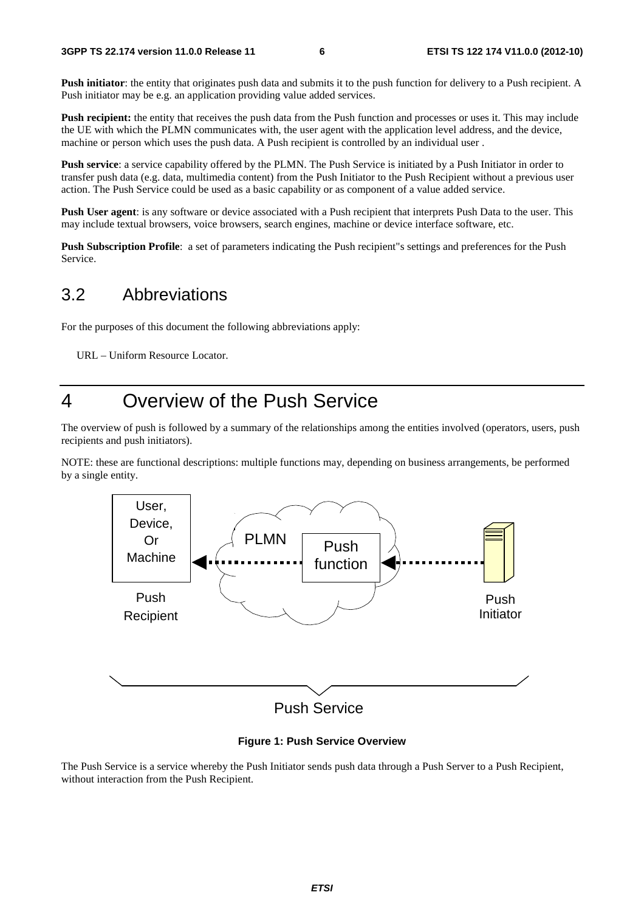**Push initiator**: the entity that originates push data and submits it to the push function for delivery to a Push recipient. A Push initiator may be e.g. an application providing value added services.

**Push recipient:** the entity that receives the push data from the Push function and processes or uses it. This may include the UE with which the PLMN communicates with, the user agent with the application level address, and the device, machine or person which uses the push data. A Push recipient is controlled by an individual user .

**Push service**: a service capability offered by the PLMN. The Push Service is initiated by a Push Initiator in order to transfer push data (e.g. data, multimedia content) from the Push Initiator to the Push Recipient without a previous user action. The Push Service could be used as a basic capability or as component of a value added service.

**Push User agent**: is any software or device associated with a Push recipient that interprets Push Data to the user. This may include textual browsers, voice browsers, search engines, machine or device interface software, etc.

**Push Subscription Profile**: a set of parameters indicating the Push recipient"s settings and preferences for the Push Service.

## 3.2 Abbreviations

For the purposes of this document the following abbreviations apply:

URL – Uniform Resource Locator.

# 4 Overview of the Push Service

The overview of push is followed by a summary of the relationships among the entities involved (operators, users, push recipients and push initiators).

NOTE: these are functional descriptions: multiple functions may, depending on business arrangements, be performed by a single entity.

User, Device, Or Machine — Push Recipient ◄······ PLMN [Push function] ◄······ Push Initiator

Push Service

**Figure 1: Push Service Overview**

The Push Service is a service whereby the Push Initiator sends push data through a Push Server to a Push Recipient, without interaction from the Push Recipient.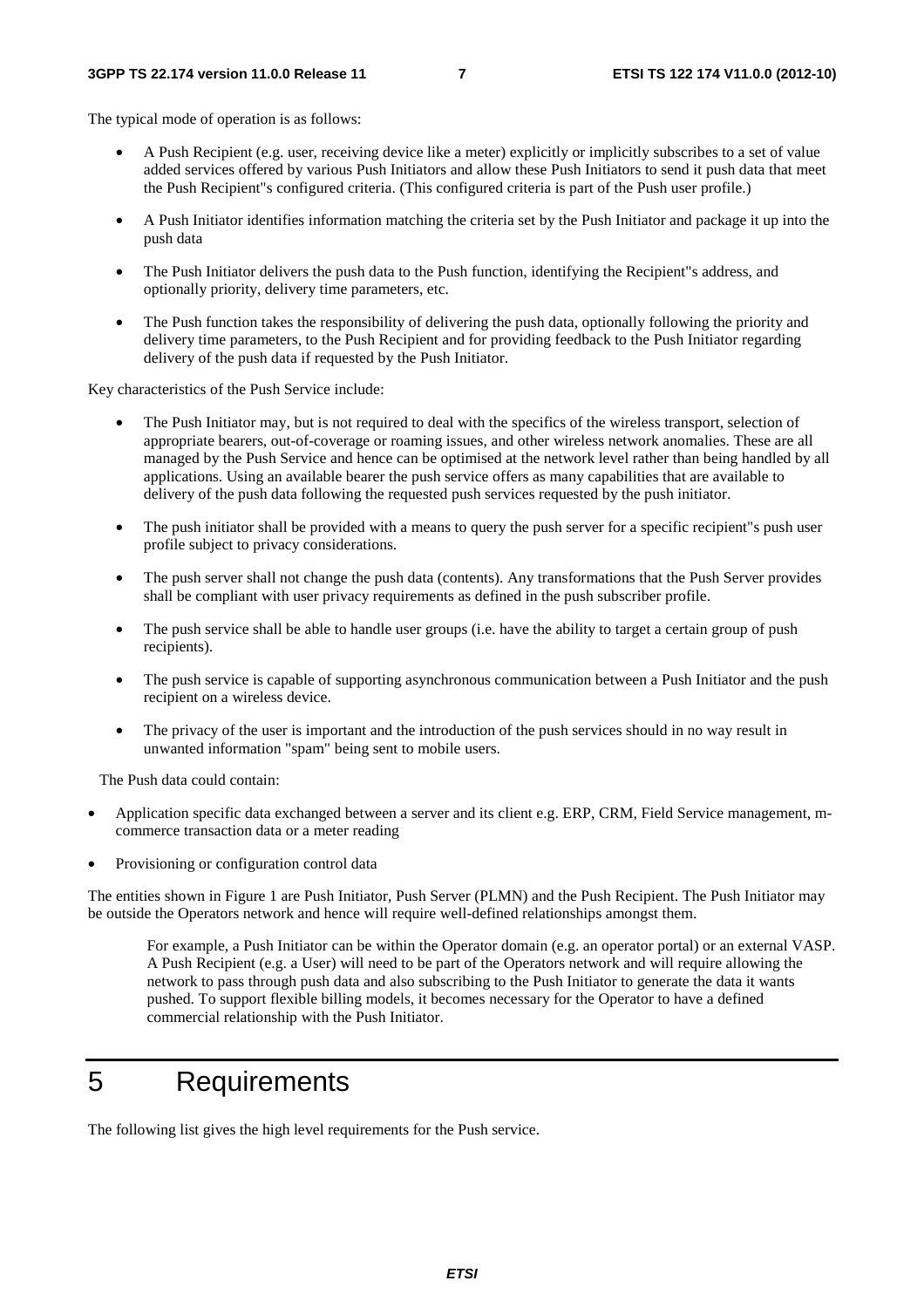The typical mode of operation is as follows:

- A Push Recipient (e.g. user, receiving device like a meter) explicitly or implicitly subscribes to a set of value added services offered by various Push Initiators and allow these Push Initiators to send it push data that meet the Push Recipient"s configured criteria. (This configured criteria is part of the Push user profile.)
- A Push Initiator identifies information matching the criteria set by the Push Initiator and package it up into the push data
- The Push Initiator delivers the push data to the Push function, identifying the Recipient"s address, and optionally priority, delivery time parameters, etc.
- The Push function takes the responsibility of delivering the push data, optionally following the priority and delivery time parameters, to the Push Recipient and for providing feedback to the Push Initiator regarding delivery of the push data if requested by the Push Initiator.

Key characteristics of the Push Service include:

- The Push Initiator may, but is not required to deal with the specifics of the wireless transport, selection of appropriate bearers, out-of-coverage or roaming issues, and other wireless network anomalies. These are all managed by the Push Service and hence can be optimised at the network level rather than being handled by all applications. Using an available bearer the push service offers as many capabilities that are available to delivery of the push data following the requested push services requested by the push initiator.
- The push initiator shall be provided with a means to query the push server for a specific recipient"s push user profile subject to privacy considerations.
- The push server shall not change the push data (contents). Any transformations that the Push Server provides shall be compliant with user privacy requirements as defined in the push subscriber profile.
- The push service shall be able to handle user groups (i.e. have the ability to target a certain group of push recipients).
- The push service is capable of supporting asynchronous communication between a Push Initiator and the push recipient on a wireless device.
- The privacy of the user is important and the introduction of the push services should in no way result in unwanted information "spam" being sent to mobile users.

The Push data could contain:

- Application specific data exchanged between a server and its client e.g. ERP, CRM, Field Service management, m-commerce transaction data or a meter reading
- Provisioning or configuration control data

The entities shown in Figure 1 are Push Initiator, Push Server (PLMN) and the Push Recipient. The Push Initiator may be outside the Operators network and hence will require well-defined relationships amongst them.

> For example, a Push Initiator can be within the Operator domain (e.g. an operator portal) or an external VASP. A Push Recipient (e.g. a User) will need to be part of the Operators network and will require allowing the network to pass through push data and also subscribing to the Push Initiator to generate the data it wants pushed. To support flexible billing models, it becomes necessary for the Operator to have a defined commercial relationship with the Push Initiator.

# 5 Requirements

The following list gives the high level requirements for the Push service.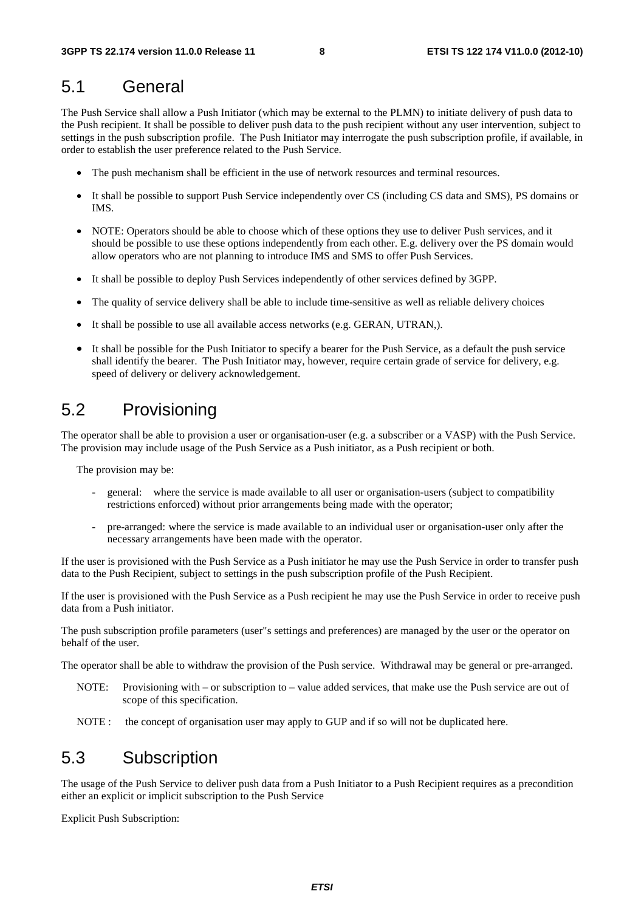## 5.1 General

The Push Service shall allow a Push Initiator (which may be external to the PLMN) to initiate delivery of push data to the Push recipient. It shall be possible to deliver push data to the push recipient without any user intervention, subject to settings in the push subscription profile. The Push Initiator may interrogate the push subscription profile, if available, in order to establish the user preference related to the Push Service.

- The push mechanism shall be efficient in the use of network resources and terminal resources.
- It shall be possible to support Push Service independently over CS (including CS data and SMS), PS domains or IMS.
- NOTE: Operators should be able to choose which of these options they use to deliver Push services, and it should be possible to use these options independently from each other. E.g. delivery over the PS domain would allow operators who are not planning to introduce IMS and SMS to offer Push Services.
- It shall be possible to deploy Push Services independently of other services defined by 3GPP.
- The quality of service delivery shall be able to include time-sensitive as well as reliable delivery choices
- It shall be possible to use all available access networks (e.g. GERAN, UTRAN,).
- It shall be possible for the Push Initiator to specify a bearer for the Push Service, as a default the push service shall identify the bearer. The Push Initiator may, however, require certain grade of service for delivery, e.g. speed of delivery or delivery acknowledgement.

## 5.2 Provisioning

The operator shall be able to provision a user or organisation-user (e.g. a subscriber or a VASP) with the Push Service. The provision may include usage of the Push Service as a Push initiator, as a Push recipient or both.

The provision may be:

- general: where the service is made available to all user or organisation-users (subject to compatibility restrictions enforced) without prior arrangements being made with the operator;
- pre-arranged: where the service is made available to an individual user or organisation-user only after the necessary arrangements have been made with the operator.

If the user is provisioned with the Push Service as a Push initiator he may use the Push Service in order to transfer push data to the Push Recipient, subject to settings in the push subscription profile of the Push Recipient.

If the user is provisioned with the Push Service as a Push recipient he may use the Push Service in order to receive push data from a Push initiator.

The push subscription profile parameters (user"s settings and preferences) are managed by the user or the operator on behalf of the user.

The operator shall be able to withdraw the provision of the Push service. Withdrawal may be general or pre-arranged.

NOTE: Provisioning with – or subscription to – value added services, that make use the Push service are out of scope of this specification.

NOTE : the concept of organisation user may apply to GUP and if so will not be duplicated here.

## 5.3 Subscription

The usage of the Push Service to deliver push data from a Push Initiator to a Push Recipient requires as a precondition either an explicit or implicit subscription to the Push Service

Explicit Push Subscription: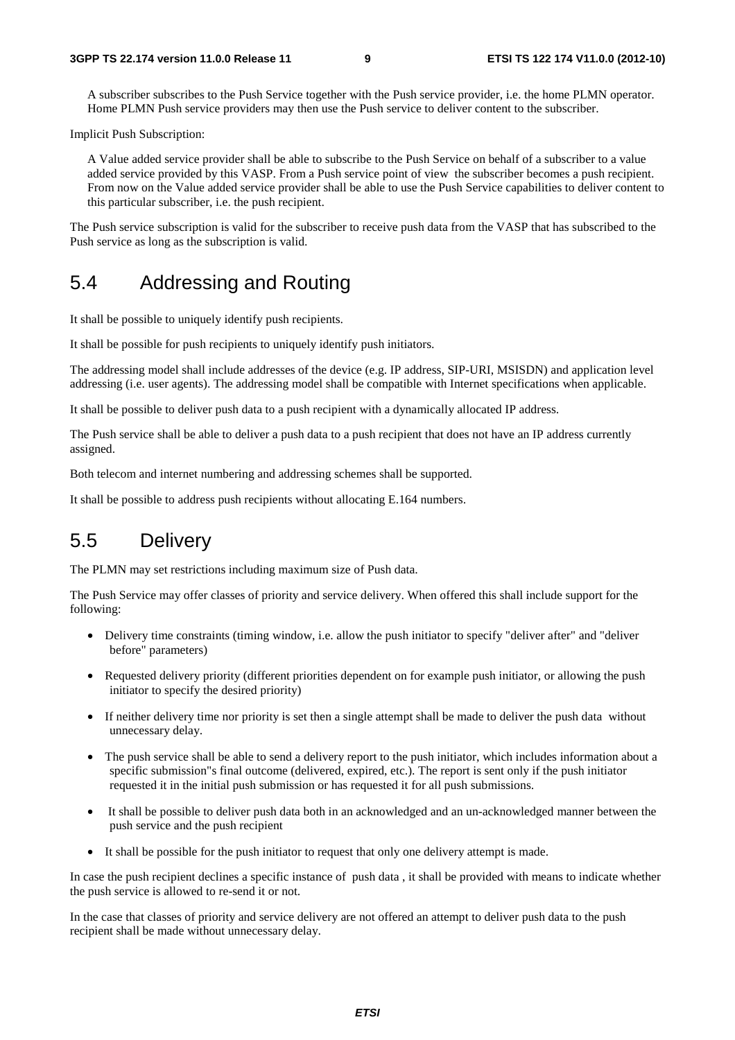A subscriber subscribes to the Push Service together with the Push service provider, i.e. the home PLMN operator. Home PLMN Push service providers may then use the Push service to deliver content to the subscriber.

Implicit Push Subscription:

A Value added service provider shall be able to subscribe to the Push Service on behalf of a subscriber to a value added service provided by this VASP. From a Push service point of view the subscriber becomes a push recipient. From now on the Value added service provider shall be able to use the Push Service capabilities to deliver content to this particular subscriber, i.e. the push recipient.

The Push service subscription is valid for the subscriber to receive push data from the VASP that has subscribed to the Push service as long as the subscription is valid.

## 5.4 Addressing and Routing

It shall be possible to uniquely identify push recipients.

It shall be possible for push recipients to uniquely identify push initiators.

The addressing model shall include addresses of the device (e.g. IP address, SIP-URI, MSISDN) and application level addressing (i.e. user agents). The addressing model shall be compatible with Internet specifications when applicable.

It shall be possible to deliver push data to a push recipient with a dynamically allocated IP address.

The Push service shall be able to deliver a push data to a push recipient that does not have an IP address currently assigned.

Both telecom and internet numbering and addressing schemes shall be supported.

It shall be possible to address push recipients without allocating E.164 numbers.

## 5.5 Delivery

The PLMN may set restrictions including maximum size of Push data.

The Push Service may offer classes of priority and service delivery. When offered this shall include support for the following:

- Delivery time constraints (timing window, i.e. allow the push initiator to specify "deliver after" and "deliver before" parameters)
- Requested delivery priority (different priorities dependent on for example push initiator, or allowing the push initiator to specify the desired priority)
- If neither delivery time nor priority is set then a single attempt shall be made to deliver the push data without unnecessary delay.
- The push service shall be able to send a delivery report to the push initiator, which includes information about a specific submission"s final outcome (delivered, expired, etc.). The report is sent only if the push initiator requested it in the initial push submission or has requested it for all push submissions.
- It shall be possible to deliver push data both in an acknowledged and an un-acknowledged manner between the push service and the push recipient
- It shall be possible for the push initiator to request that only one delivery attempt is made.

In case the push recipient declines a specific instance of push data , it shall be provided with means to indicate whether the push service is allowed to re-send it or not.

In the case that classes of priority and service delivery are not offered an attempt to deliver push data to the push recipient shall be made without unnecessary delay.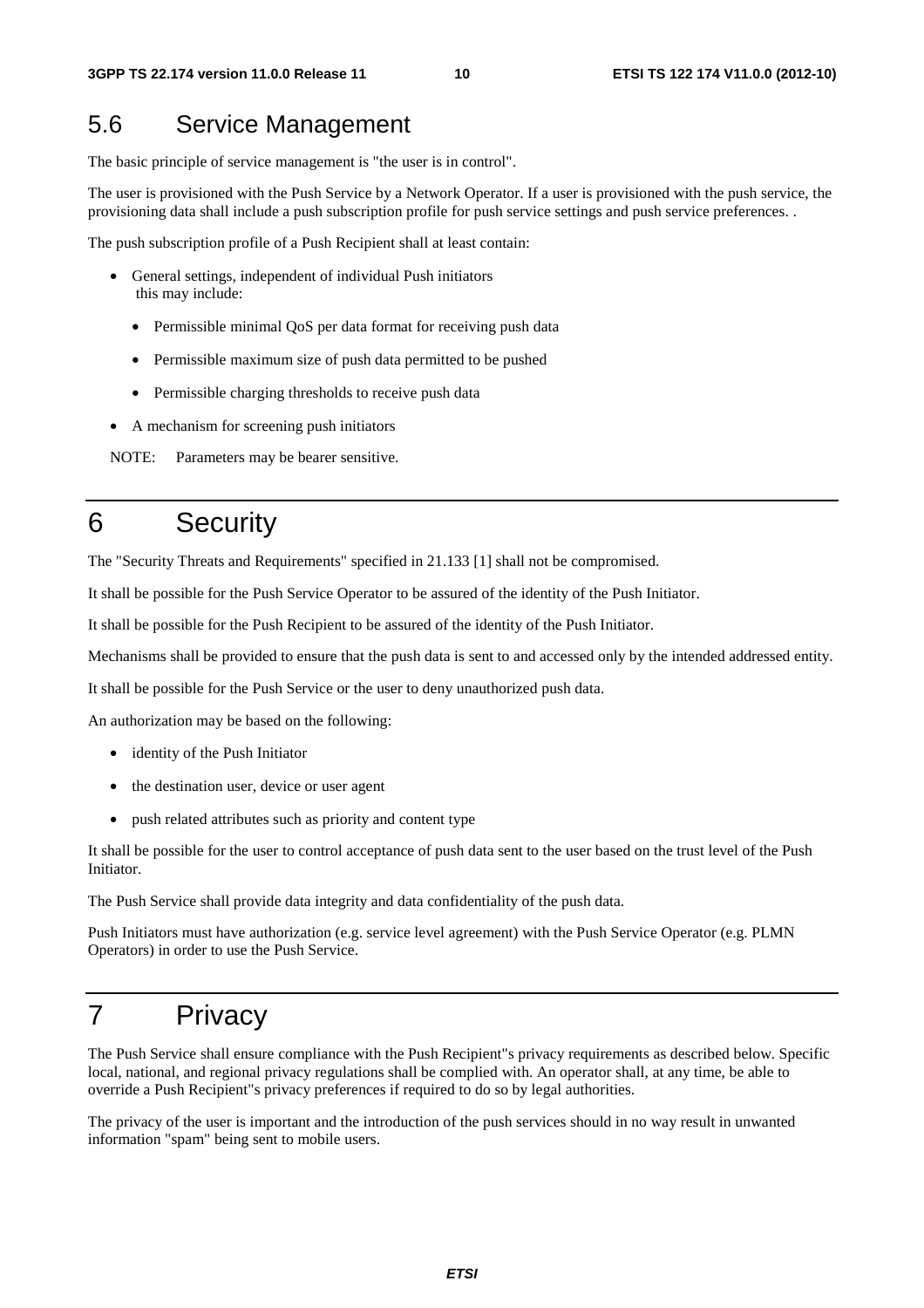## 5.6 Service Management

The basic principle of service management is "the user is in control".

The user is provisioned with the Push Service by a Network Operator. If a user is provisioned with the push service, the provisioning data shall include a push subscription profile for push service settings and push service preferences. .

The push subscription profile of a Push Recipient shall at least contain:

- General settings, independent of individual Push initiators
  this may include:
  - Permissible minimal QoS per data format for receiving push data
  - Permissible maximum size of push data permitted to be pushed
  - Permissible charging thresholds to receive push data
- A mechanism for screening push initiators

NOTE: Parameters may be bearer sensitive.

# 6 Security

The "Security Threats and Requirements" specified in 21.133 [1] shall not be compromised.

It shall be possible for the Push Service Operator to be assured of the identity of the Push Initiator.

It shall be possible for the Push Recipient to be assured of the identity of the Push Initiator.

Mechanisms shall be provided to ensure that the push data is sent to and accessed only by the intended addressed entity.

It shall be possible for the Push Service or the user to deny unauthorized push data.

An authorization may be based on the following:

- identity of the Push Initiator
- the destination user, device or user agent
- push related attributes such as priority and content type

It shall be possible for the user to control acceptance of push data sent to the user based on the trust level of the Push Initiator.

The Push Service shall provide data integrity and data confidentiality of the push data.

Push Initiators must have authorization (e.g. service level agreement) with the Push Service Operator (e.g. PLMN Operators) in order to use the Push Service.

# 7 Privacy

The Push Service shall ensure compliance with the Push Recipient"s privacy requirements as described below. Specific local, national, and regional privacy regulations shall be complied with. An operator shall, at any time, be able to override a Push Recipient"s privacy preferences if required to do so by legal authorities.

The privacy of the user is important and the introduction of the push services should in no way result in unwanted information "spam" being sent to mobile users.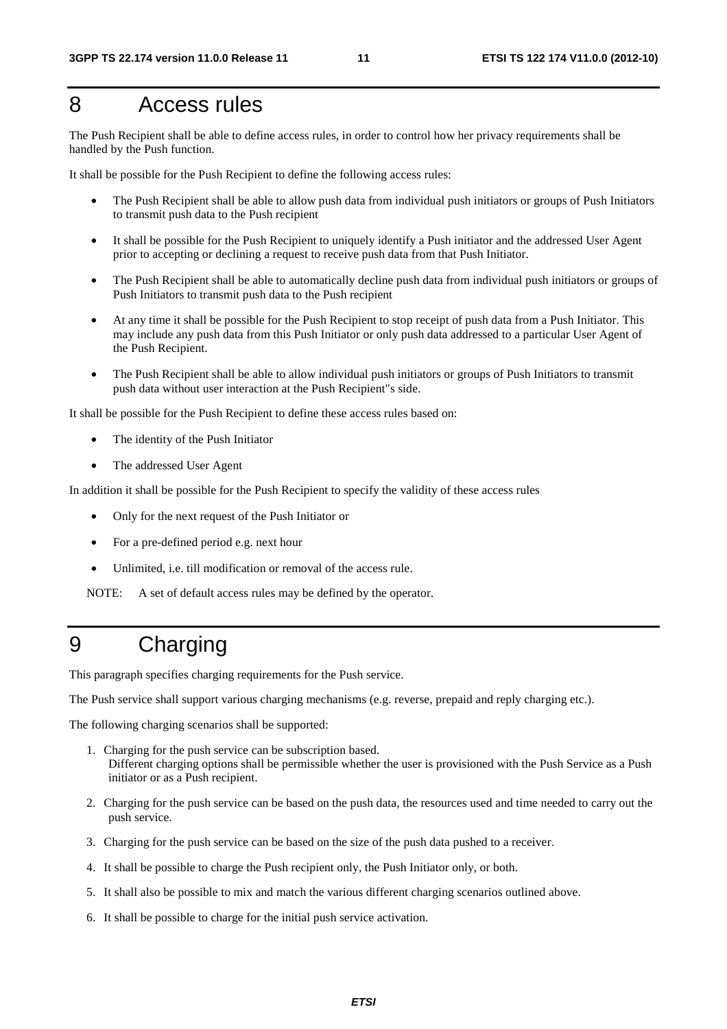# 8 Access rules

The Push Recipient shall be able to define access rules, in order to control how her privacy requirements shall be handled by the Push function.

It shall be possible for the Push Recipient to define the following access rules:

- The Push Recipient shall be able to allow push data from individual push initiators or groups of Push Initiators to transmit push data to the Push recipient
- It shall be possible for the Push Recipient to uniquely identify a Push initiator and the addressed User Agent prior to accepting or declining a request to receive push data from that Push Initiator.
- The Push Recipient shall be able to automatically decline push data from individual push initiators or groups of Push Initiators to transmit push data to the Push recipient
- At any time it shall be possible for the Push Recipient to stop receipt of push data from a Push Initiator. This may include any push data from this Push Initiator or only push data addressed to a particular User Agent of the Push Recipient.
- The Push Recipient shall be able to allow individual push initiators or groups of Push Initiators to transmit push data without user interaction at the Push Recipient"s side.

It shall be possible for the Push Recipient to define these access rules based on:

- The identity of the Push Initiator
- The addressed User Agent

In addition it shall be possible for the Push Recipient to specify the validity of these access rules

- Only for the next request of the Push Initiator or
- For a pre-defined period e.g. next hour
- Unlimited, i.e. till modification or removal of the access rule.

NOTE: A set of default access rules may be defined by the operator.

# 9 Charging

This paragraph specifies charging requirements for the Push service.

The Push service shall support various charging mechanisms (e.g. reverse, prepaid and reply charging etc.).

The following charging scenarios shall be supported:

1. Charging for the push service can be subscription based.
   Different charging options shall be permissible whether the user is provisioned with the Push Service as a Push initiator or as a Push recipient.
2. Charging for the push service can be based on the push data, the resources used and time needed to carry out the push service.
3. Charging for the push service can be based on the size of the push data pushed to a receiver.
4. It shall be possible to charge the Push recipient only, the Push Initiator only, or both.
5. It shall also be possible to mix and match the various different charging scenarios outlined above.
6. It shall be possible to charge for the initial push service activation.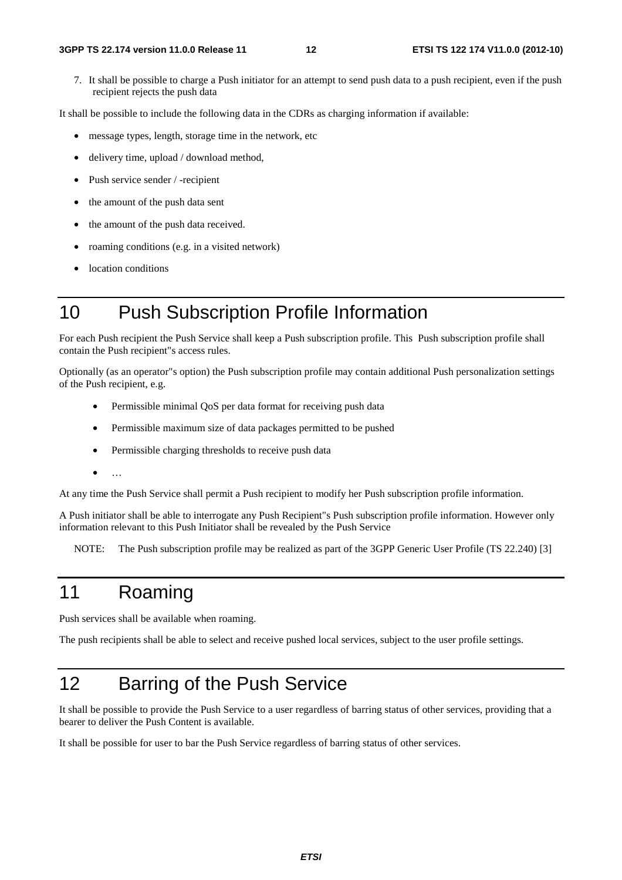7. It shall be possible to charge a Push initiator for an attempt to send push data to a push recipient, even if the push recipient rejects the push data

It shall be possible to include the following data in the CDRs as charging information if available:

- message types, length, storage time in the network, etc
- delivery time, upload / download method,
- Push service sender / -recipient
- the amount of the push data sent
- the amount of the push data received.
- roaming conditions (e.g. in a visited network)
- location conditions

# 10 Push Subscription Profile Information

For each Push recipient the Push Service shall keep a Push subscription profile. This Push subscription profile shall contain the Push recipient"s access rules.

Optionally (as an operator"s option) the Push subscription profile may contain additional Push personalization settings of the Push recipient, e.g.

- Permissible minimal QoS per data format for receiving push data
- Permissible maximum size of data packages permitted to be pushed
- Permissible charging thresholds to receive push data
- …

At any time the Push Service shall permit a Push recipient to modify her Push subscription profile information.

A Push initiator shall be able to interrogate any Push Recipient"s Push subscription profile information. However only information relevant to this Push Initiator shall be revealed by the Push Service

NOTE: The Push subscription profile may be realized as part of the 3GPP Generic User Profile (TS 22.240) [3]

# 11 Roaming

Push services shall be available when roaming.

The push recipients shall be able to select and receive pushed local services, subject to the user profile settings.

# 12 Barring of the Push Service

It shall be possible to provide the Push Service to a user regardless of barring status of other services, providing that a bearer to deliver the Push Content is available.

It shall be possible for user to bar the Push Service regardless of barring status of other services.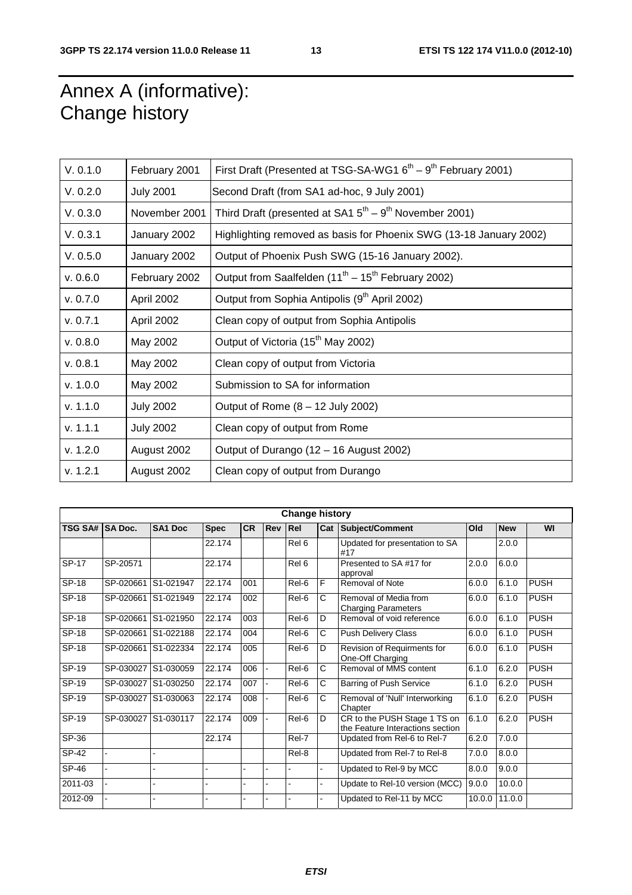# Annex A (informative): Change history

| | | |
|---|---|---|
| V. 0.1.0 | February 2001 | First Draft (Presented at TSG-SA-WG1 6th – 9th February 2001) |
| V. 0.2.0 | July 2001 | Second Draft (from SA1 ad-hoc, 9 July 2001) |
| V. 0.3.0 | November 2001 | Third Draft (presented at SA1 5th – 9th November 2001) |
| V. 0.3.1 | January 2002 | Highlighting removed as basis for Phoenix SWG (13-18 January 2002) |
| V. 0.5.0 | January 2002 | Output of Phoenix Push SWG (15-16 January 2002). |
| v. 0.6.0 | February 2002 | Output from Saalfelden (11th – 15th February 2002) |
| v. 0.7.0 | April 2002 | Output from Sophia Antipolis (9th April 2002) |
| v. 0.7.1 | April 2002 | Clean copy of output from Sophia Antipolis |
| v. 0.8.0 | May 2002 | Output of Victoria (15th May 2002) |
| v. 0.8.1 | May 2002 | Clean copy of output from Victoria |
| v. 1.0.0 | May 2002 | Submission to SA for information |
| v. 1.1.0 | July 2002 | Output of Rome (8 – 12 July 2002) |
| v. 1.1.1 | July 2002 | Clean copy of output from Rome |
| v. 1.2.0 | August 2002 | Output of Durango (12 – 16 August 2002) |
| v. 1.2.1 | August 2002 | Clean copy of output from Durango |

| Change history | | | | | | | | | | | |
|---|---|---|---|---|---|---|---|---|---|---|---|
| TSG SA# | SA Doc. | SA1 Doc | Spec | CR | Rev | Rel | Cat | Subject/Comment | Old | New | WI |
| | | | 22.174 | | | Rel 6 | | Updated for presentation to SA #17 | | 2.0.0 | |
| SP-17 | SP-20571 | | 22.174 | | | Rel 6 | | Presented to SA #17 for approval | 2.0.0 | 6.0.0 | |
| SP-18 | SP-020661 | S1-021947 | 22.174 | 001 | | Rel-6 | F | Removal of Note | 6.0.0 | 6.1.0 | PUSH |
| SP-18 | SP-020661 | S1-021949 | 22.174 | 002 | | Rel-6 | C | Removal of Media from Charging Parameters | 6.0.0 | 6.1.0 | PUSH |
| SP-18 | SP-020661 | S1-021950 | 22.174 | 003 | | Rel-6 | D | Removal of void reference | 6.0.0 | 6.1.0 | PUSH |
| SP-18 | SP-020661 | S1-022188 | 22.174 | 004 | | Rel-6 | C | Push Delivery Class | 6.0.0 | 6.1.0 | PUSH |
| SP-18 | SP-020661 | S1-022334 | 22.174 | 005 | | Rel-6 | D | Revision of Requirments for One-Off Charging | 6.0.0 | 6.1.0 | PUSH |
| SP-19 | SP-030027 | S1-030059 | 22.174 | 006 | - | Rel-6 | C | Removal of MMS content | 6.1.0 | 6.2.0 | PUSH |
| SP-19 | SP-030027 | S1-030250 | 22.174 | 007 | - | Rel-6 | C | Barring of Push Service | 6.1.0 | 6.2.0 | PUSH |
| SP-19 | SP-030027 | S1-030063 | 22.174 | 008 | - | Rel-6 | C | Removal of 'Null' Interworking Chapter | 6.1.0 | 6.2.0 | PUSH |
| SP-19 | SP-030027 | S1-030117 | 22.174 | 009 | - | Rel-6 | D | CR to the PUSH Stage 1 TS on the Feature Interactions section | 6.1.0 | 6.2.0 | PUSH |
| SP-36 | | | 22.174 | | | Rel-7 | | Updated from Rel-6 to Rel-7 | 6.2.0 | 7.0.0 | |
| SP-42 | - | - | | | | Rel-8 | | Updated from Rel-7 to Rel-8 | 7.0.0 | 8.0.0 | |
| SP-46 | - | - | - | - | - | - | - | Updated to Rel-9 by MCC | 8.0.0 | 9.0.0 | |
| 2011-03 | - | - | - | - | - | - | - | Update to Rel-10 version (MCC) | 9.0.0 | 10.0.0 | |
| 2012-09 | - | - | - | - | - | - | - | Updated to Rel-11 by MCC | 10.0.0 | 11.0.0 | |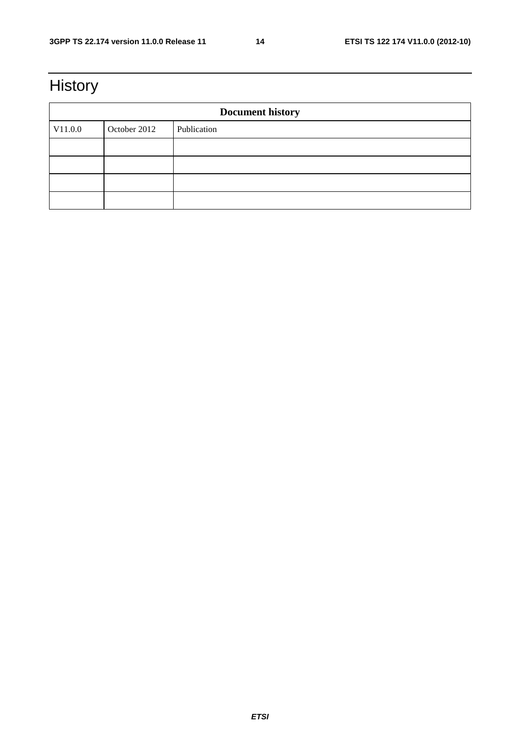# History

| Document history | | |
|---|---|---|
| V11.0.0 | October 2012 | Publication |
| | | |
| | | |
| | | |
| | | |